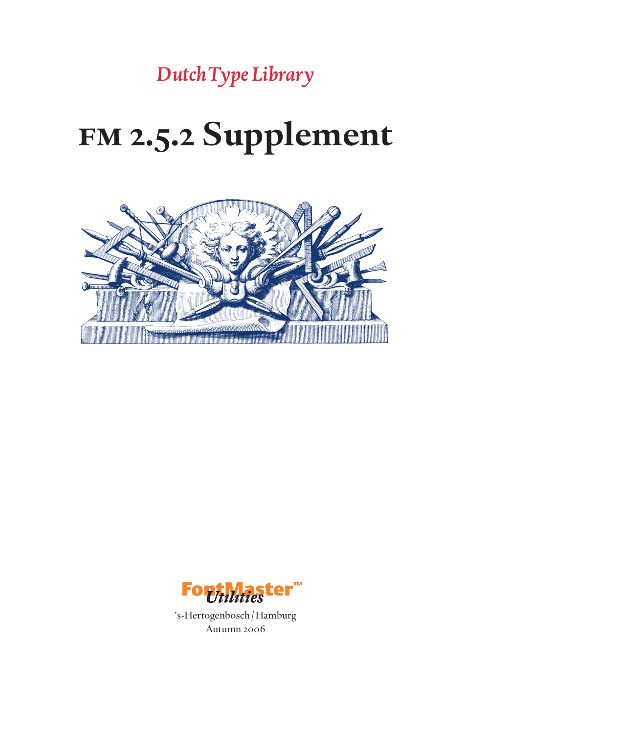*DutchType Library*

# FM 2.5.2 Supplement

FontMaster™ *Utilities*

’s-Hertogenbosch / Hamburg
Autumn 2006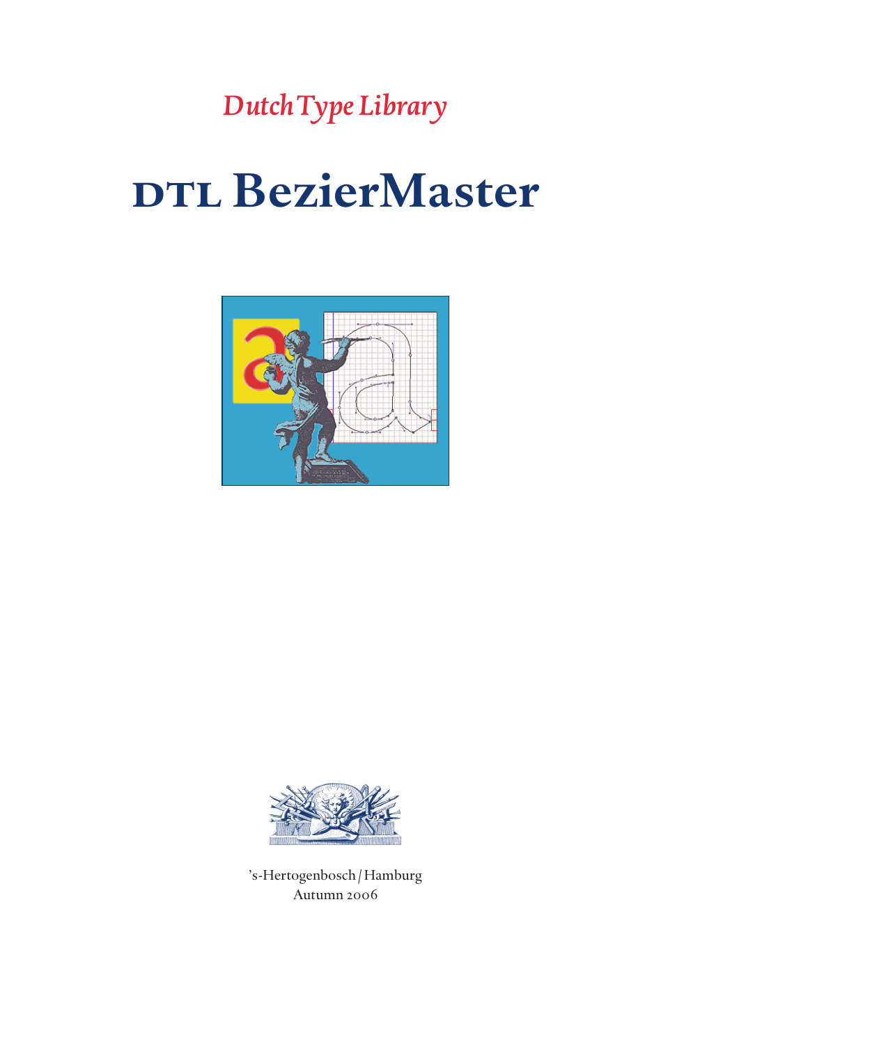*Dutch Type Library*

# DTL BezierMaster

’s-Hertogenbosch / Hamburg
Autumn 2006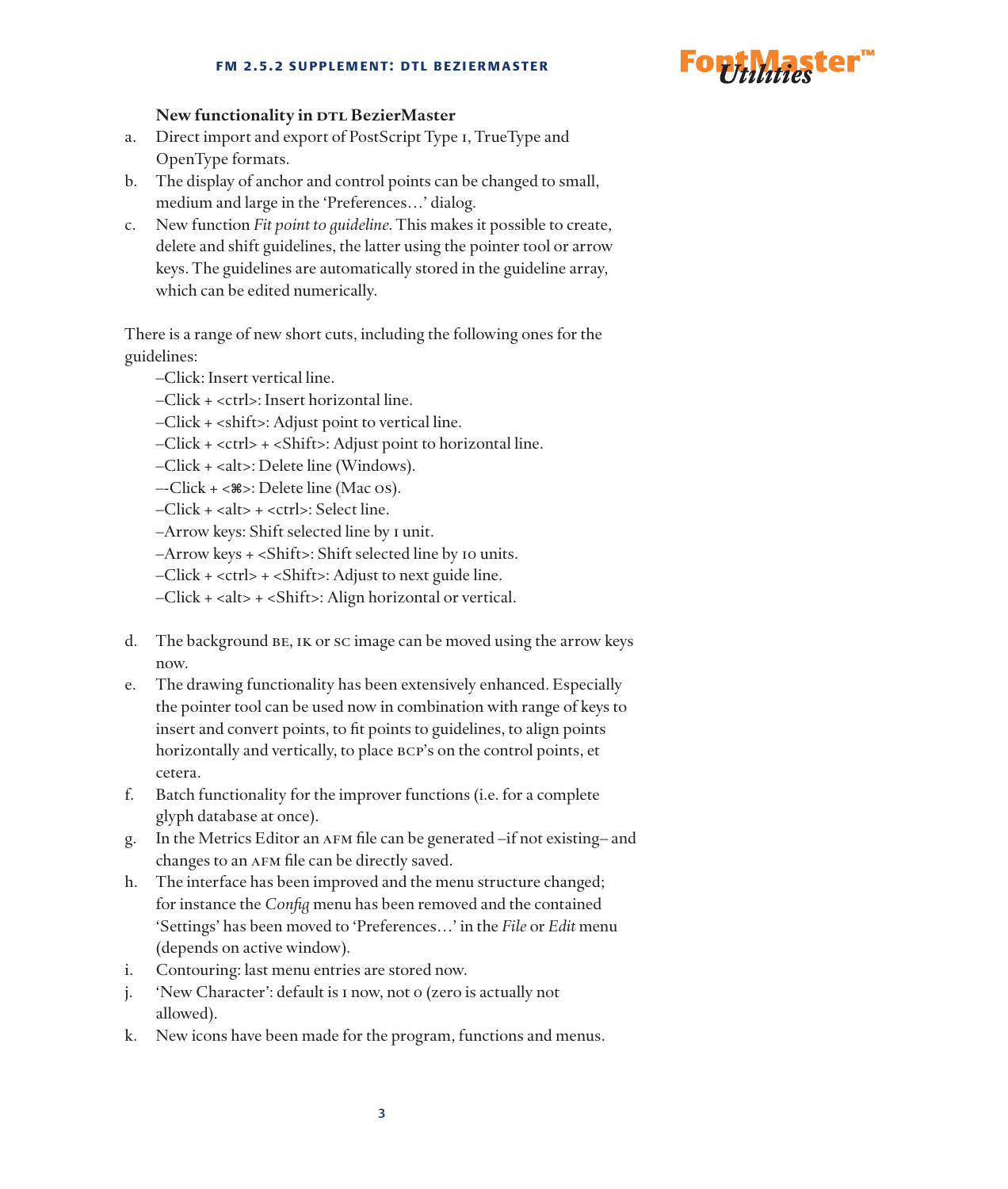### New functionality in DTL BezierMaster

a. Direct import and export of PostScript Type 1, TrueType and OpenType formats.

b. The display of anchor and control points can be changed to small, medium and large in the 'Preferences…' dialog.

c. New function *Fit point to guideline*. This makes it possible to create, delete and shift guidelines, the latter using the pointer tool or arrow keys. The guidelines are automatically stored in the guideline array, which can be edited numerically.

There is a range of new short cuts, including the following ones for the guidelines:

–Click: Insert vertical line.
–Click + <ctrl>: Insert horizontal line.
–Click + <shift>: Adjust point to vertical line.
–Click + <ctrl> + <Shift>: Adjust point to horizontal line.
–Click + <alt>: Delete line (Windows).
–-Click + <⌘>: Delete line (Mac OS).
–Click + <alt> + <ctrl>: Select line.
–Arrow keys: Shift selected line by 1 unit.
–Arrow keys + <Shift>: Shift selected line by 10 units.
–Click + <ctrl> + <Shift>: Adjust to next guide line.
–Click + <alt> + <Shift>: Align horizontal or vertical.

d. The background BE, IK or SC image can be moved using the arrow keys now.

e. The drawing functionality has been extensively enhanced. Especially the pointer tool can be used now in combination with range of keys to insert and convert points, to fit points to guidelines, to align points horizontally and vertically, to place BCP's on the control points, et cetera.

f. Batch functionality for the improver functions (i.e. for a complete glyph database at once).

g. In the Metrics Editor an AFM file can be generated –if not existing– and changes to an AFM file can be directly saved.

h. The interface has been improved and the menu structure changed; for instance the *Config* menu has been removed and the contained 'Settings' has been moved to 'Preferences…' in the *File* or *Edit* menu (depends on active window).

i. Contouring: last menu entries are stored now.

j. 'New Character': default is 1 now, not 0 (zero is actually not allowed).

k. New icons have been made for the program, functions and menus.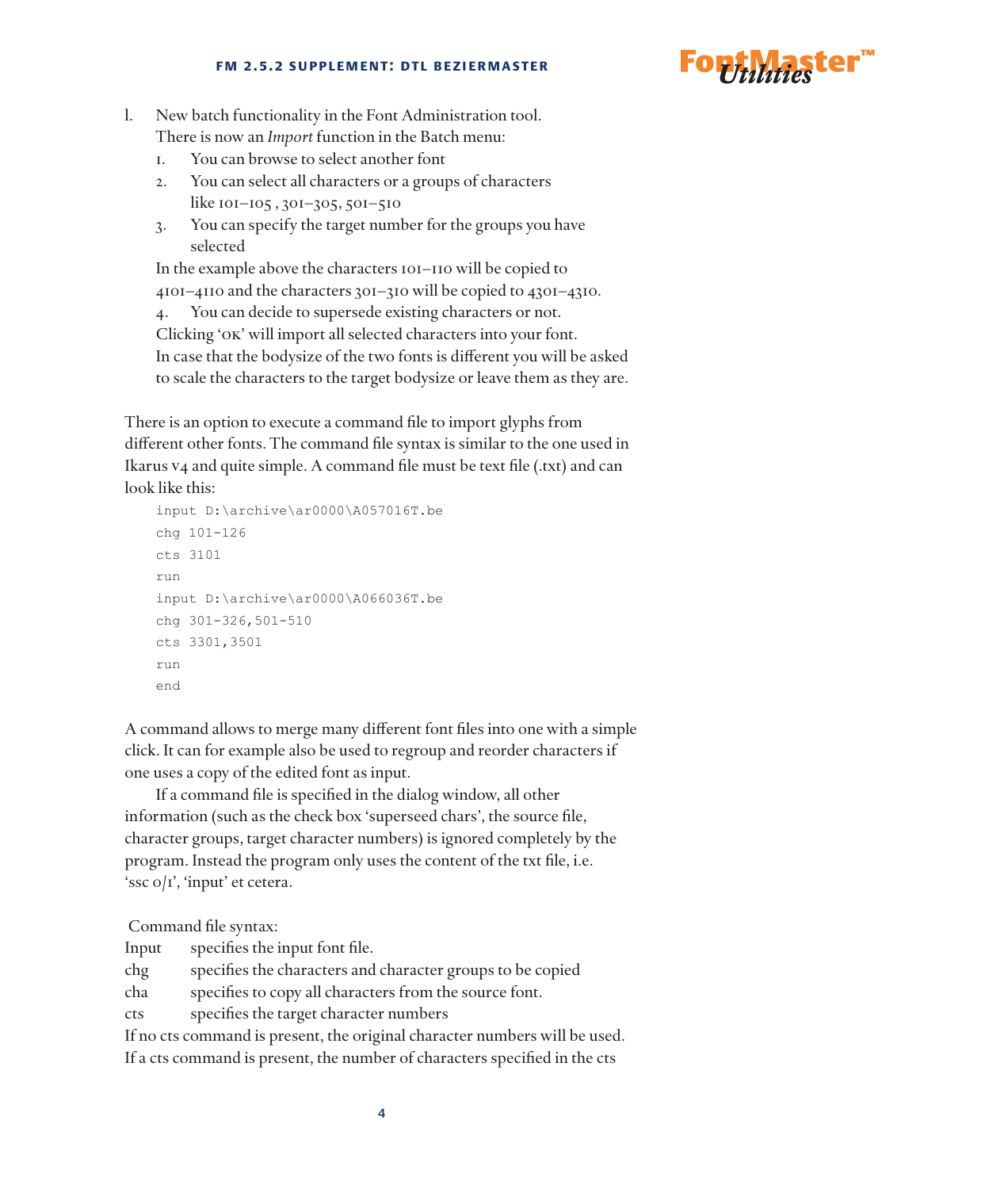l. New batch functionality in the Font Administration tool.
   There is now an *Import* function in the Batch menu:
   1. You can browse to select another font
   2. You can select all characters or a groups of characters like 101–105 , 301–305, 501–510
   3. You can specify the target number for the groups you have selected

   In the example above the characters 101–110 will be copied to 4101–4110 and the characters 301–310 will be copied to 4301–4310.

   4. You can decide to supersede existing characters or not.

   Clicking 'OK' will import all selected characters into your font.
   In case that the bodysize of the two fonts is different you will be asked to scale the characters to the target bodysize or leave them as they are.

There is an option to execute a command file to import glyphs from different other fonts. The command file syntax is similar to the one used in Ikarus v4 and quite simple. A command file must be text file (.txt) and can look like this:

```
input D:\archive\ar0000\A057016T.be
chg 101-126
cts 3101
run
input D:\archive\ar0000\A066036T.be
chg 301-326,501-510
cts 3301,3501
run
end
```

A command allows to merge many different font files into one with a simple click. It can for example also be used to regroup and reorder characters if one uses a copy of the edited font as input.

If a command file is specified in the dialog window, all other information (such as the check box 'superseed chars', the source file, character groups, target character numbers) is ignored completely by the program. Instead the program only uses the content of the txt file, i.e. 'ssc 0/1', 'input' et cetera.

Command file syntax:

| | |
|---|---|
| Input | specifies the input font file. |
| chg | specifies the characters and character groups to be copied |
| cha | specifies to copy all characters from the source font. |
| cts | specifies the target character numbers |

If no cts command is present, the original character numbers will be used.
If a cts command is present, the number of characters specified in the cts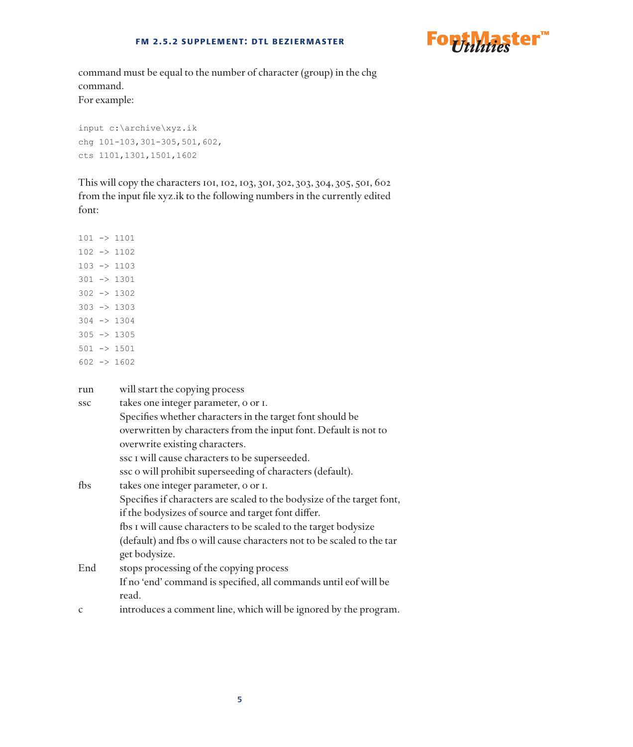command must be equal to the number of character (group) in the chg command.
For example:

```
input c:\archive\xyz.ik
chg 101-103,301-305,501,602,
cts 1101,1301,1501,1602
```

This will copy the characters 101, 102, 103, 301, 302, 303, 304, 305, 501, 602 from the input file xyz.ik to the following numbers in the currently edited font:

```
101 -> 1101
102 -> 1102
103 -> 1103
301 -> 1301
302 -> 1302
303 -> 1303
304 -> 1304
305 -> 1305
501 -> 1501
602 -> 1602
```

run — will start the copying process

ssc — takes one integer parameter, 0 or 1.
Specifies whether characters in the target font should be overwritten by characters from the input font. Default is not to overwrite existing characters.
ssc 1 will cause characters to be superseeded.
ssc 0 will prohibit superseeding of characters (default).

fbs — takes one integer parameter, 0 or 1.
Specifies if characters are scaled to the bodysize of the target font, if the bodysizes of source and target font differ.
fbs 1 will cause characters to be scaled to the target bodysize (default) and fbs 0 will cause characters not to be scaled to the tar get bodysize.

End — stops processing of the copying process
If no 'end' command is specified, all commands until eof will be read.

c — introduces a comment line, which will be ignored by the program.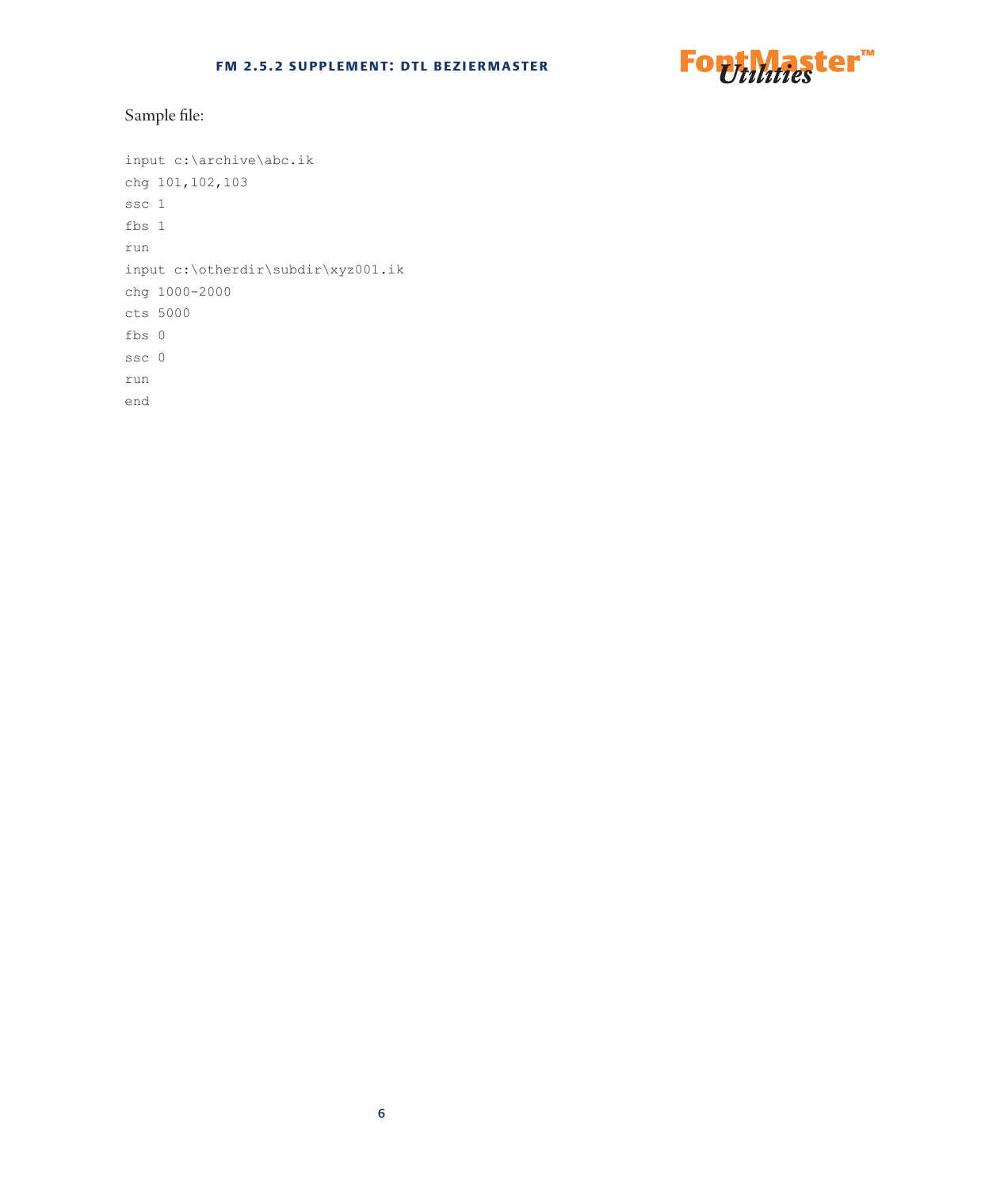Sample file:

```
input c:\archive\abc.ik
chg 101,102,103
ssc 1
fbs 1
run
input c:\otherdir\subdir\xyz001.ik
chg 1000-2000
cts 5000
fbs 0
ssc 0
run
end
```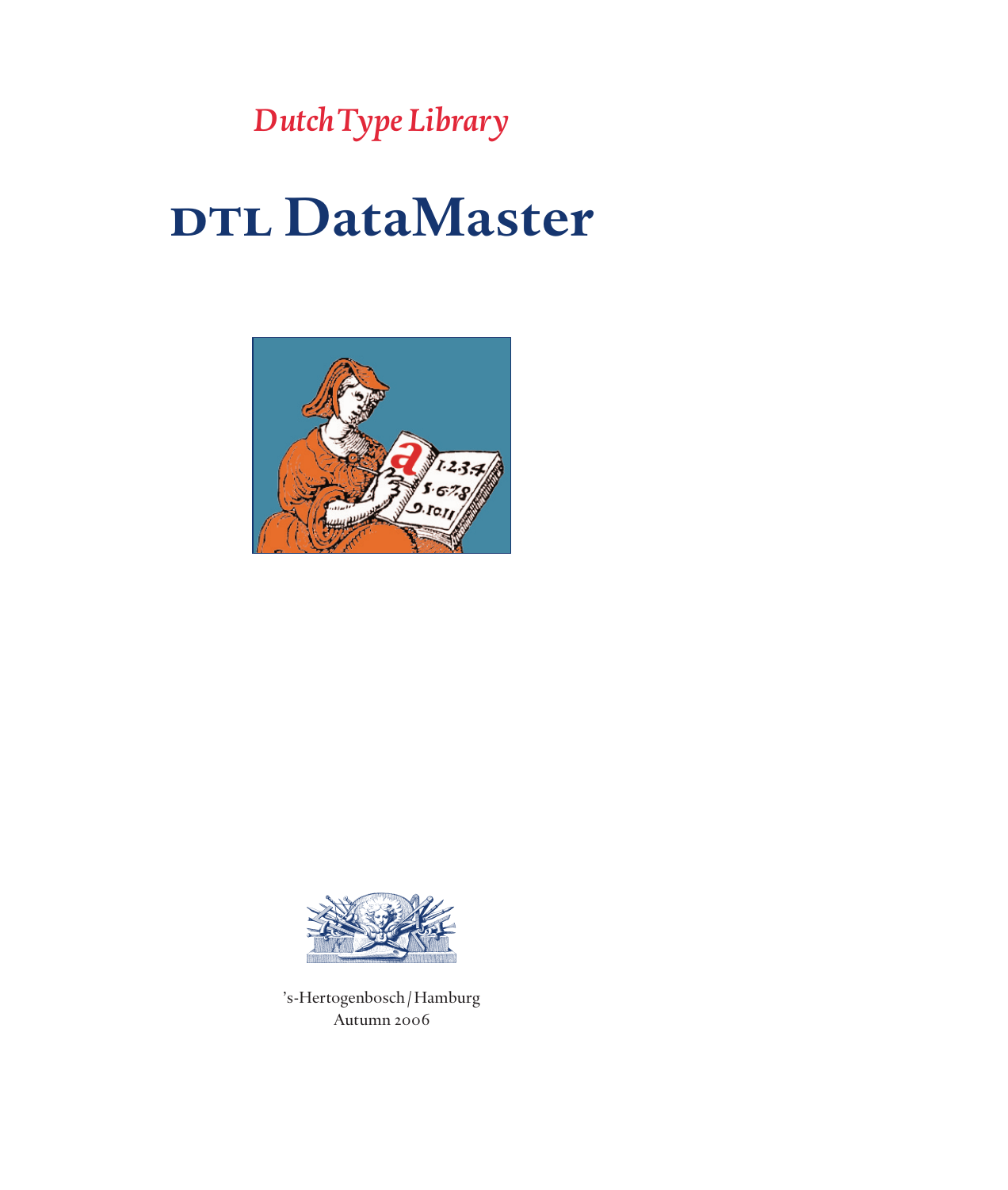*Dutch Type Library*

# DTL DataMaster

’s-Hertogenbosch / Hamburg
Autumn 2006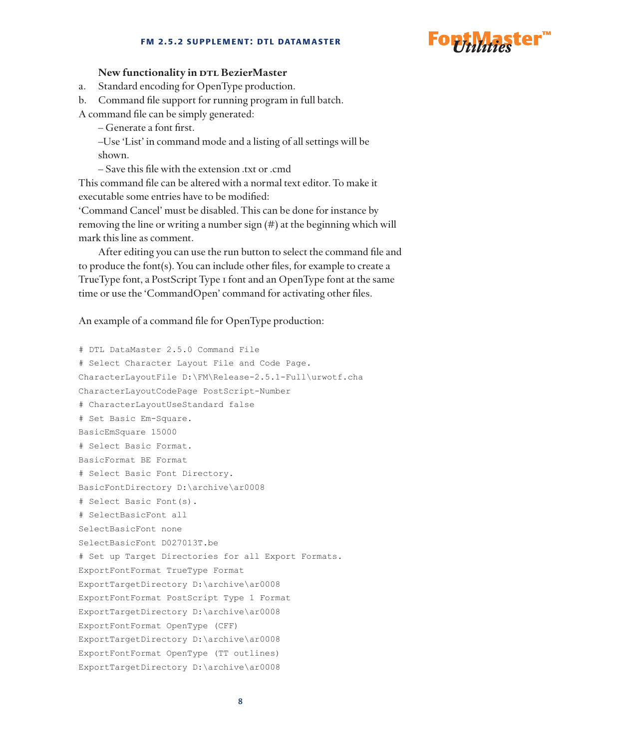### New functionality in DTL BezierMaster

a. Standard encoding for OpenType production.
b. Command file support for running program in full batch.

A command file can be simply generated:

– Generate a font first.

–Use 'List' in command mode and a listing of all settings will be shown.

– Save this file with the extension .txt or .cmd

This command file can be altered with a normal text editor. To make it executable some entries have to be modified:
'Command Cancel' must be disabled. This can be done for instance by removing the line or writing a number sign (#) at the beginning which will mark this line as comment.

After editing you can use the run button to select the command file and to produce the font(s). You can include other files, for example to create a TrueType font, a PostScript Type 1 font and an OpenType font at the same time or use the 'CommandOpen' command for activating other files.

An example of a command file for OpenType production:

```
# DTL DataMaster 2.5.0 Command File
# Select Character Layout File and Code Page.
CharacterLayoutFile D:\FM\Release-2.5.1-Full\urwotf.cha
CharacterLayoutCodePage PostScript-Number
# CharacterLayoutUseStandard false
# Set Basic Em-Square.
BasicEmSquare 15000
# Select Basic Format.
BasicFormat BE Format
# Select Basic Font Directory.
BasicFontDirectory D:\archive\ar0008
# Select Basic Font(s).
# SelectBasicFont all
SelectBasicFont none
SelectBasicFont D027013T.be
# Set up Target Directories for all Export Formats.
ExportFontFormat TrueType Format
ExportTargetDirectory D:\archive\ar0008
ExportFontFormat PostScript Type 1 Format
ExportTargetDirectory D:\archive\ar0008
ExportFontFormat OpenType (CFF)
ExportTargetDirectory D:\archive\ar0008
ExportFontFormat OpenType (TT outlines)
ExportTargetDirectory D:\archive\ar0008
```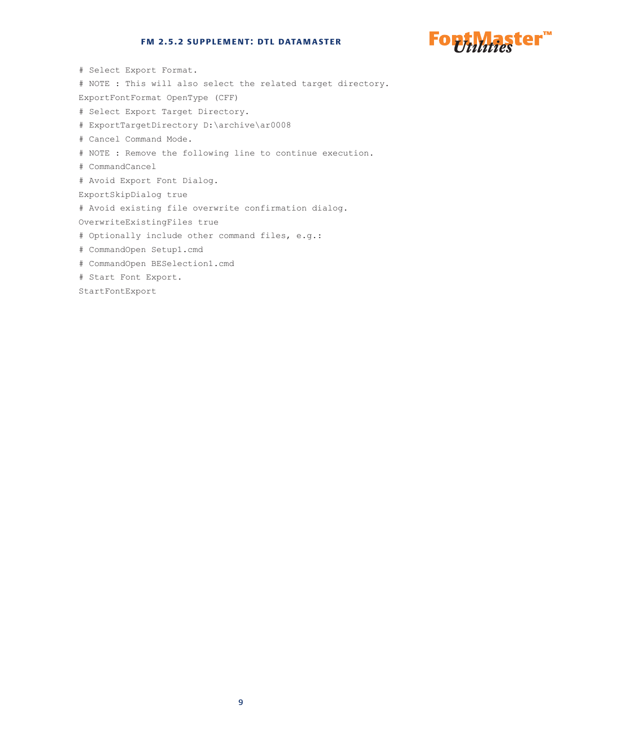```
# Select Export Format.
# NOTE : This will also select the related target directory.
ExportFontFormat OpenType (CFF)
# Select Export Target Directory.
# ExportTargetDirectory D:\archive\ar0008
# Cancel Command Mode.
# NOTE : Remove the following line to continue execution.
# CommandCancel
# Avoid Export Font Dialog.
ExportSkipDialog true
# Avoid existing file overwrite confirmation dialog.
OverwriteExistingFiles true
# Optionally include other command files, e.g.:
# CommandOpen Setup1.cmd
# CommandOpen BESelection1.cmd
# Start Font Export.
StartFontExport
```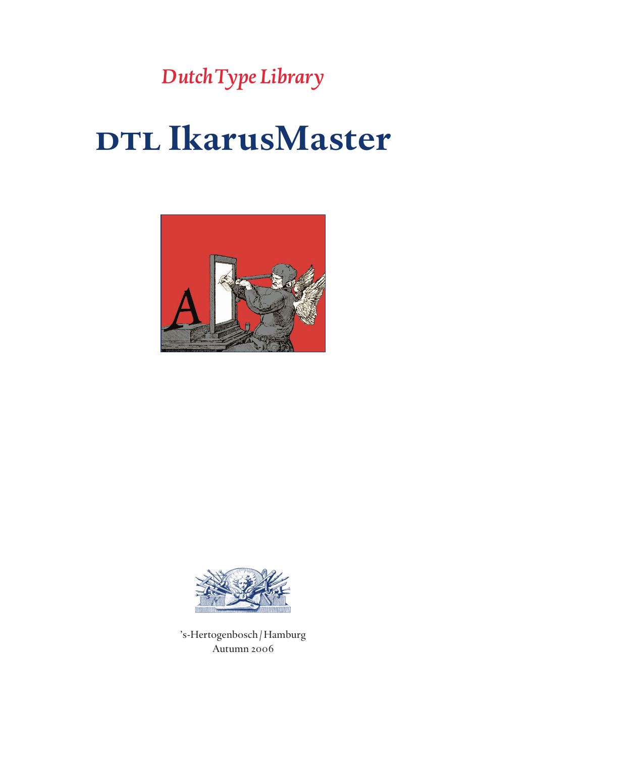*Dutch Type Library*

# DTL IkarusMaster

’s-Hertogenbosch / Hamburg
Autumn 2006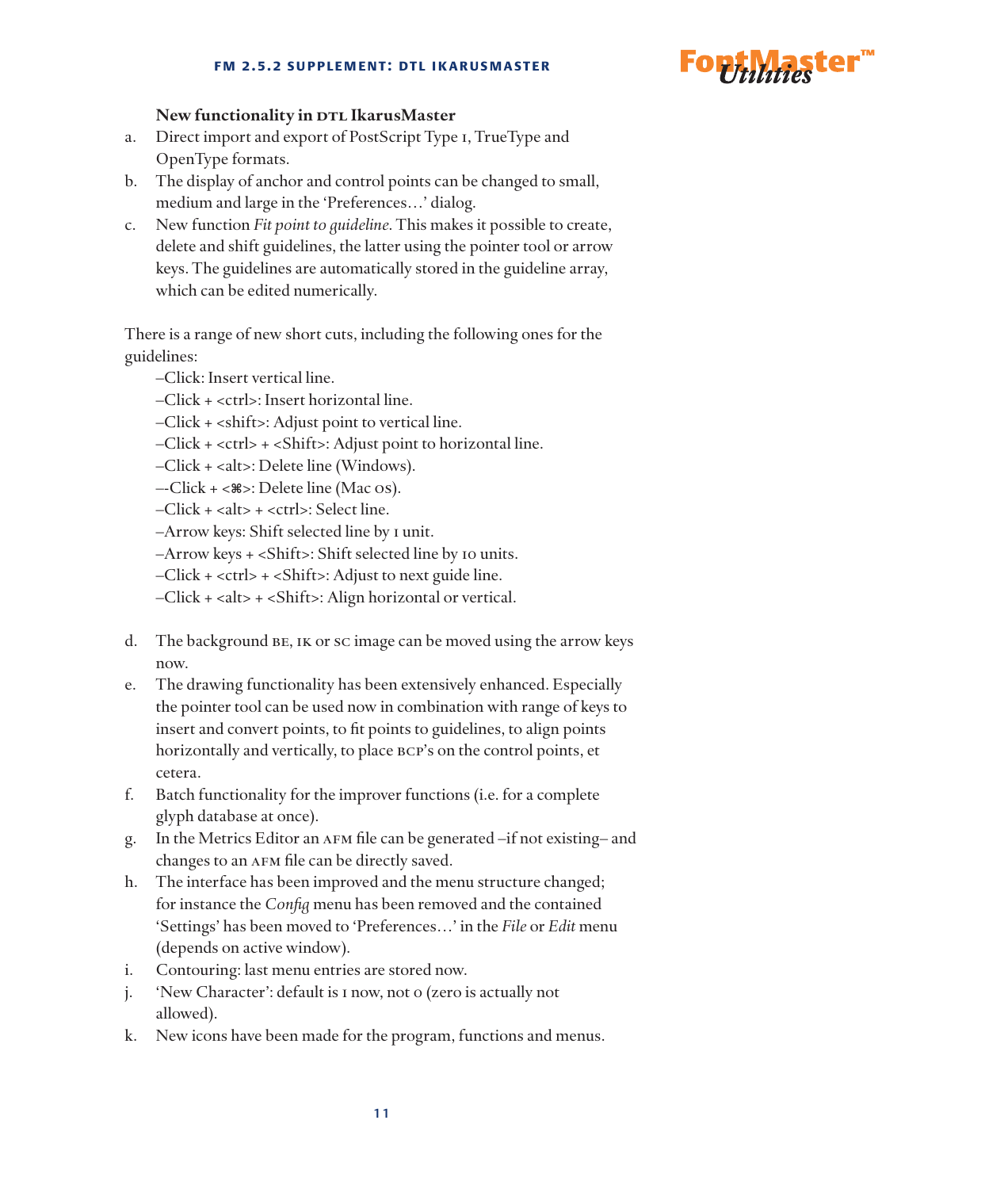### New functionality in DTL IkarusMaster

a. Direct import and export of PostScript Type 1, TrueType and OpenType formats.

b. The display of anchor and control points can be changed to small, medium and large in the 'Preferences…' dialog.

c. New function *Fit point to guideline*. This makes it possible to create, delete and shift guidelines, the latter using the pointer tool or arrow keys. The guidelines are automatically stored in the guideline array, which can be edited numerically.

There is a range of new short cuts, including the following ones for the guidelines:

–Click: Insert vertical line.
–Click + <ctrl>: Insert horizontal line.
–Click + <shift>: Adjust point to vertical line.
–Click + <ctrl> + <Shift>: Adjust point to horizontal line.
–Click + <alt>: Delete line (Windows).
–-Click + <⌘>: Delete line (Mac OS).
–Click + <alt> + <ctrl>: Select line.
–Arrow keys: Shift selected line by 1 unit.
–Arrow keys + <Shift>: Shift selected line by 10 units.
–Click + <ctrl> + <Shift>: Adjust to next guide line.
–Click + <alt> + <Shift>: Align horizontal or vertical.

d. The background BE, IK or SC image can be moved using the arrow keys now.

e. The drawing functionality has been extensively enhanced. Especially the pointer tool can be used now in combination with range of keys to insert and convert points, to fit points to guidelines, to align points horizontally and vertically, to place BCP's on the control points, et cetera.

f. Batch functionality for the improver functions (i.e. for a complete glyph database at once).

g. In the Metrics Editor an AFM file can be generated –if not existing– and changes to an AFM file can be directly saved.

h. The interface has been improved and the menu structure changed; for instance the *Config* menu has been removed and the contained 'Settings' has been moved to 'Preferences…' in the *File* or *Edit* menu (depends on active window).

i. Contouring: last menu entries are stored now.

j. 'New Character': default is 1 now, not 0 (zero is actually not allowed).

k. New icons have been made for the program, functions and menus.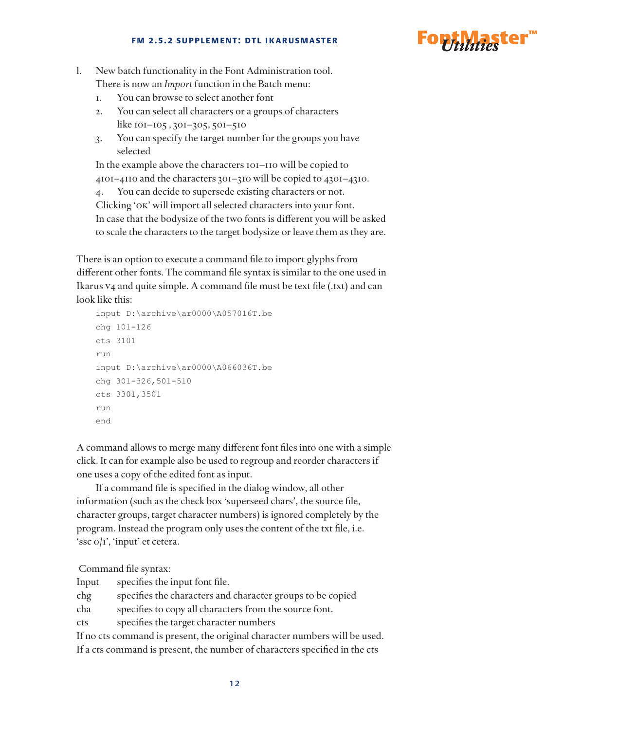l. New batch functionality in the Font Administration tool.
   There is now an *Import* function in the Batch menu:
   1. You can browse to select another font
   2. You can select all characters or a groups of characters like 101–105 , 301–305, 501–510
   3. You can specify the target number for the groups you have selected

   In the example above the characters 101–110 will be copied to 4101–4110 and the characters 301–310 will be copied to 4301–4310.
   4. You can decide to supersede existing characters or not.

   Clicking 'OK' will import all selected characters into your font. In case that the bodysize of the two fonts is different you will be asked to scale the characters to the target bodysize or leave them as they are.

There is an option to execute a command file to import glyphs from different other fonts. The command file syntax is similar to the one used in Ikarus v4 and quite simple. A command file must be text file (.txt) and can look like this:

```
input D:\archive\ar0000\A057016T.be
chg 101-126
cts 3101
run
input D:\archive\ar0000\A066036T.be
chg 301-326,501-510
cts 3301,3501
run
end
```

A command allows to merge many different font files into one with a simple click. It can for example also be used to regroup and reorder characters if one uses a copy of the edited font as input.

If a command file is specified in the dialog window, all other information (such as the check box 'superseed chars', the source file, character groups, target character numbers) is ignored completely by the program. Instead the program only uses the content of the txt file, i.e. 'ssc 0/1', 'input' et cetera.

Command file syntax:

Input specifies the input font file.
chg specifies the characters and character groups to be copied
cha specifies to copy all characters from the source font.
cts specifies the target character numbers

If no cts command is present, the original character numbers will be used. If a cts command is present, the number of characters specified in the cts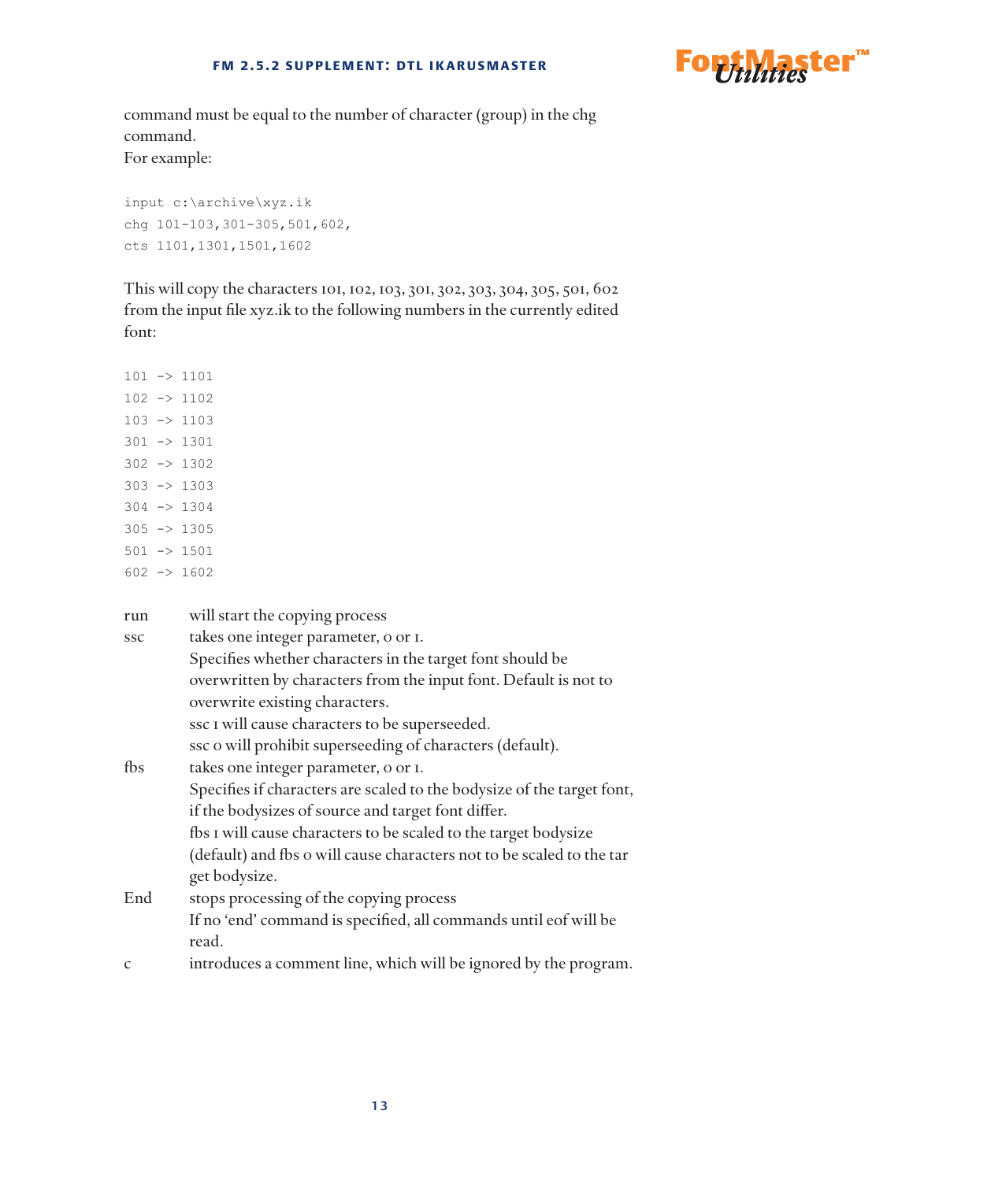command must be equal to the number of character (group) in the chg command.
For example:

```
input c:\archive\xyz.ik
chg 101-103,301-305,501,602,
cts 1101,1301,1501,1602
```

This will copy the characters 101, 102, 103, 301, 302, 303, 304, 305, 501, 602 from the input file xyz.ik to the following numbers in the currently edited font:

```
101 -> 1101
102 -> 1102
103 -> 1103
301 -> 1301
302 -> 1302
303 -> 1303
304 -> 1304
305 -> 1305
501 -> 1501
602 -> 1602
```

run	will start the copying process

ssc	takes one integer parameter, 0 or 1.
Specifies whether characters in the target font should be overwritten by characters from the input font. Default is not to overwrite existing characters.
ssc 1 will cause characters to be superseeded.
ssc 0 will prohibit superseeding of characters (default).

fbs	takes one integer parameter, 0 or 1.
Specifies if characters are scaled to the bodysize of the target font, if the bodysizes of source and target font differ.
fbs 1 will cause characters to be scaled to the target bodysize (default) and fbs 0 will cause characters not to be scaled to the tar get bodysize.

End	stops processing of the copying process
If no ‘end’ command is specified, all commands until eof will be read.

c	introduces a comment line, which will be ignored by the program.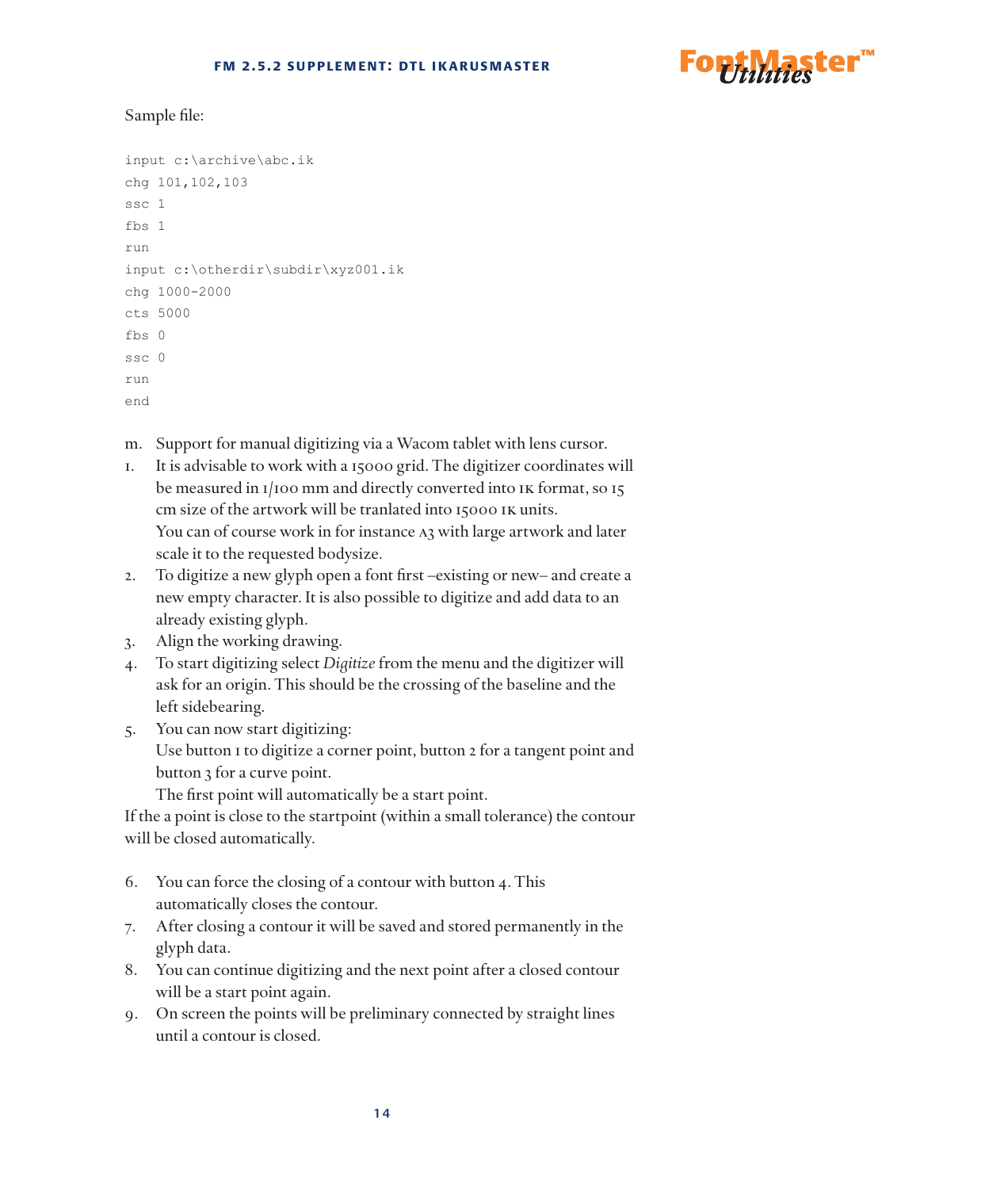Sample file:

```
input c:\archive\abc.ik
chg 101,102,103
ssc 1
fbs 1
run
input c:\otherdir\subdir\xyz001.ik
chg 1000-2000
cts 5000
fbs 0
ssc 0
run
end
```

m. Support for manual digitizing via a Wacom tablet with lens cursor.

1. It is advisable to work with a 15000 grid. The digitizer coordinates will be measured in 1/100 mm and directly converted into IK format, so 15 cm size of the artwork will be tranlated into 15000 IK units.
   You can of course work in for instance A3 with large artwork and later scale it to the requested bodysize.
2. To digitize a new glyph open a font first –existing or new– and create a new empty character. It is also possible to digitize and add data to an already existing glyph.
3. Align the working drawing.
4. To start digitizing select *Digitize* from the menu and the digitizer will ask for an origin. This should be the crossing of the baseline and the left sidebearing.
5. You can now start digitizing:
   Use button 1 to digitize a corner point, button 2 for a tangent point and button 3 for a curve point.
   The first point will automatically be a start point.

If the a point is close to the startpoint (within a small tolerance) the contour will be closed automatically.

6. You can force the closing of a contour with button 4. This automatically closes the contour.
7. After closing a contour it will be saved and stored permanently in the glyph data.
8. You can continue digitizing and the next point after a closed contour will be a start point again.
9. On screen the points will be preliminary connected by straight lines until a contour is closed.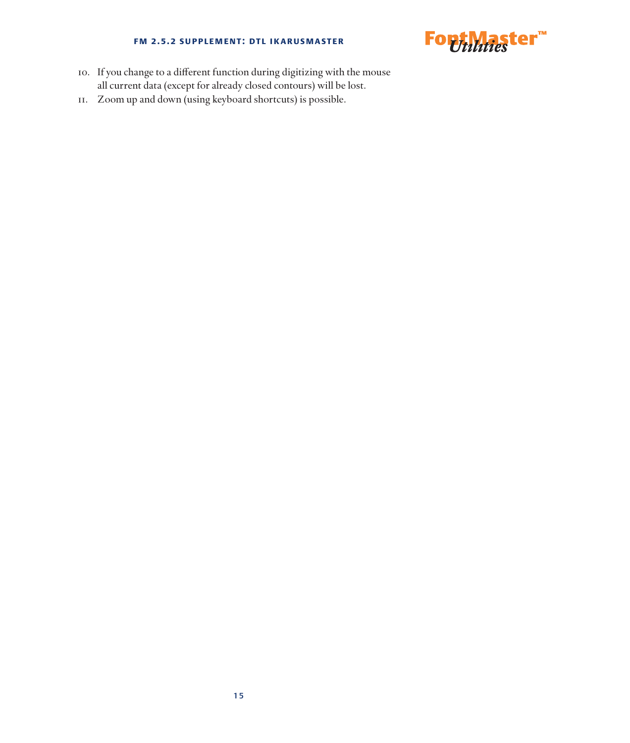10. If you change to a different function during digitizing with the mouse all current data (except for already closed contours) will be lost.
11. Zoom up and down (using keyboard shortcuts) is possible.